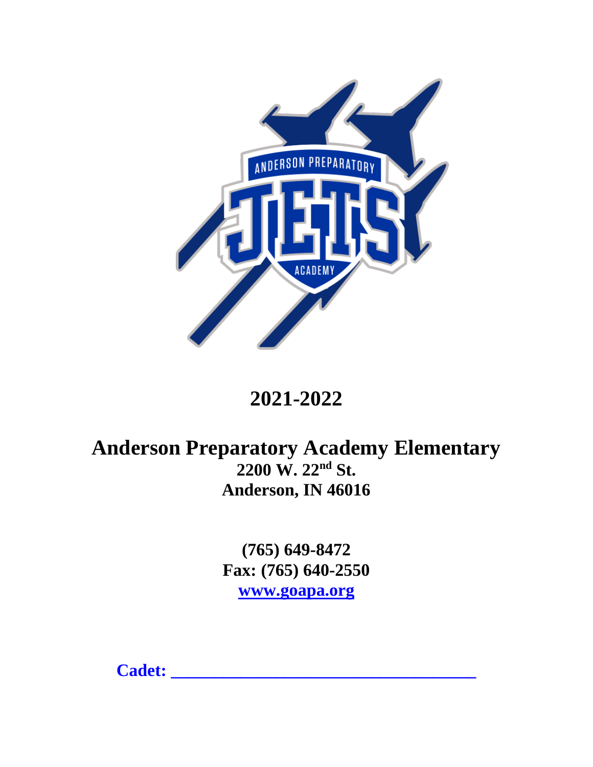# 2021-2022

# Anderson Preparatory Academy Elementary

**2200 W. 22nd St.**
**Anderson, IN 46016**

**(765) 649-8472**
**Fax: (765) 640-2550**
**[www.goapa.org](http://www.goapa.org)**

**Cadet: ___________________________________**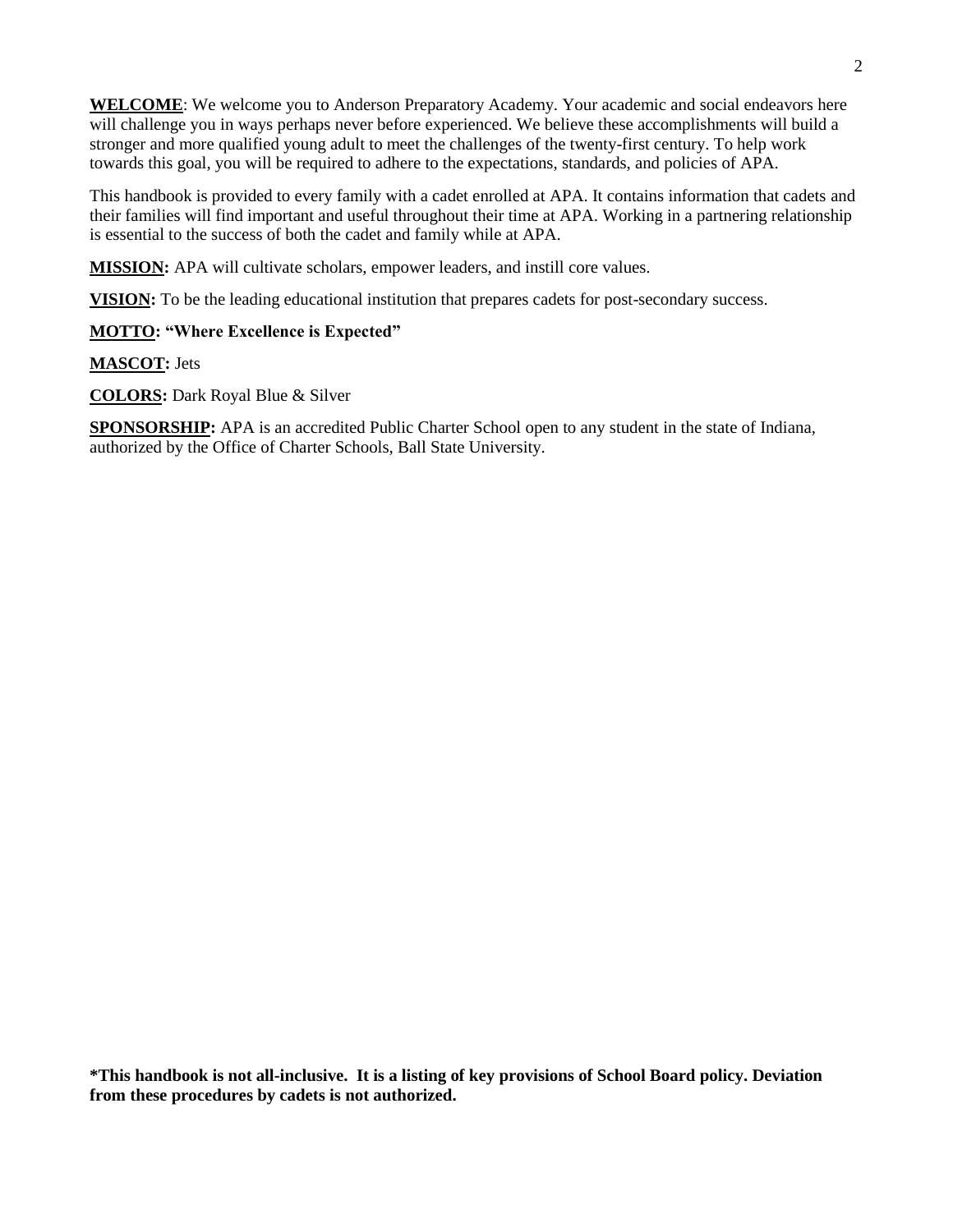**WELCOME**: We welcome you to Anderson Preparatory Academy. Your academic and social endeavors here will challenge you in ways perhaps never before experienced. We believe these accomplishments will build a stronger and more qualified young adult to meet the challenges of the twenty-first century. To help work towards this goal, you will be required to adhere to the expectations, standards, and policies of APA.

This handbook is provided to every family with a cadet enrolled at APA. It contains information that cadets and their families will find important and useful throughout their time at APA. Working in a partnering relationship is essential to the success of both the cadet and family while at APA.

**MISSION:** APA will cultivate scholars, empower leaders, and instill core values.

**VISION:** To be the leading educational institution that prepares cadets for post-secondary success.

**MOTTO: "Where Excellence is Expected"**

**MASCOT:** Jets

**COLORS:** Dark Royal Blue & Silver

**SPONSORSHIP:** APA is an accredited Public Charter School open to any student in the state of Indiana, authorized by the Office of Charter Schools, Ball State University.

**\*This handbook is not all-inclusive. It is a listing of key provisions of School Board policy. Deviation from these procedures by cadets is not authorized.**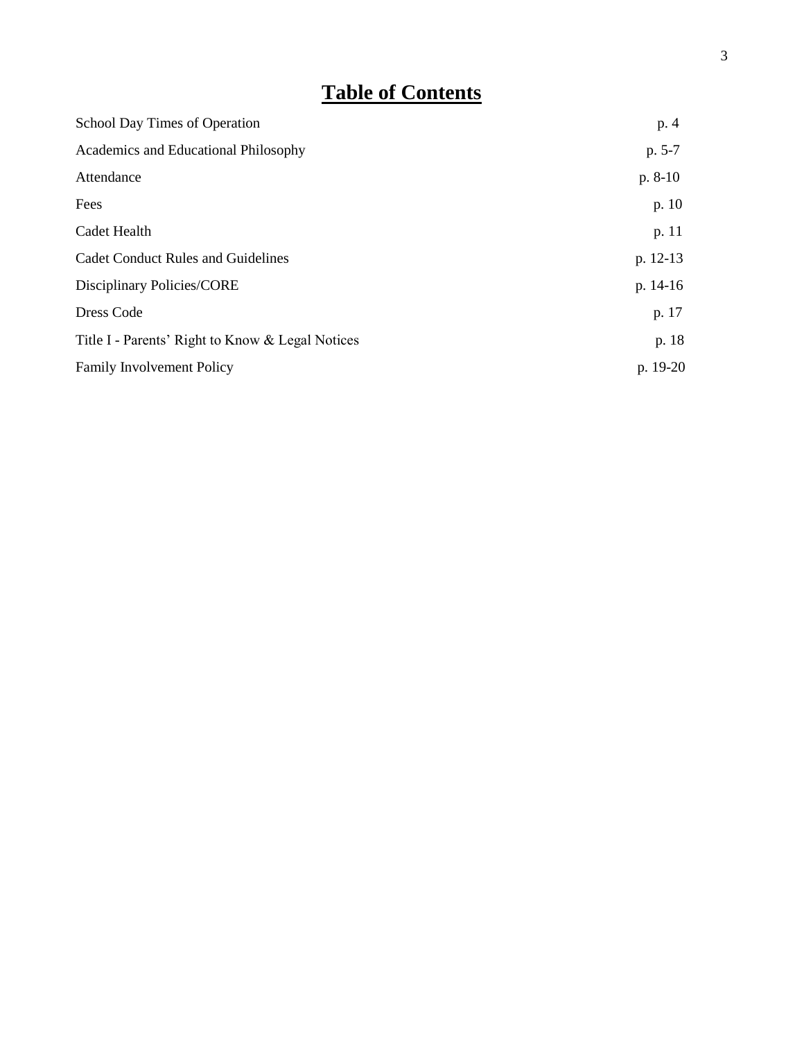# Table of Contents

| | |
|---|---|
| School Day Times of Operation | p. 4 |
| Academics and Educational Philosophy | p. 5-7 |
| Attendance | p. 8-10 |
| Fees | p. 10 |
| Cadet Health | p. 11 |
| Cadet Conduct Rules and Guidelines | p. 12-13 |
| Disciplinary Policies/CORE | p. 14-16 |
| Dress Code | p. 17 |
| Title I - Parents' Right to Know & Legal Notices | p. 18 |
| Family Involvement Policy | p. 19-20 |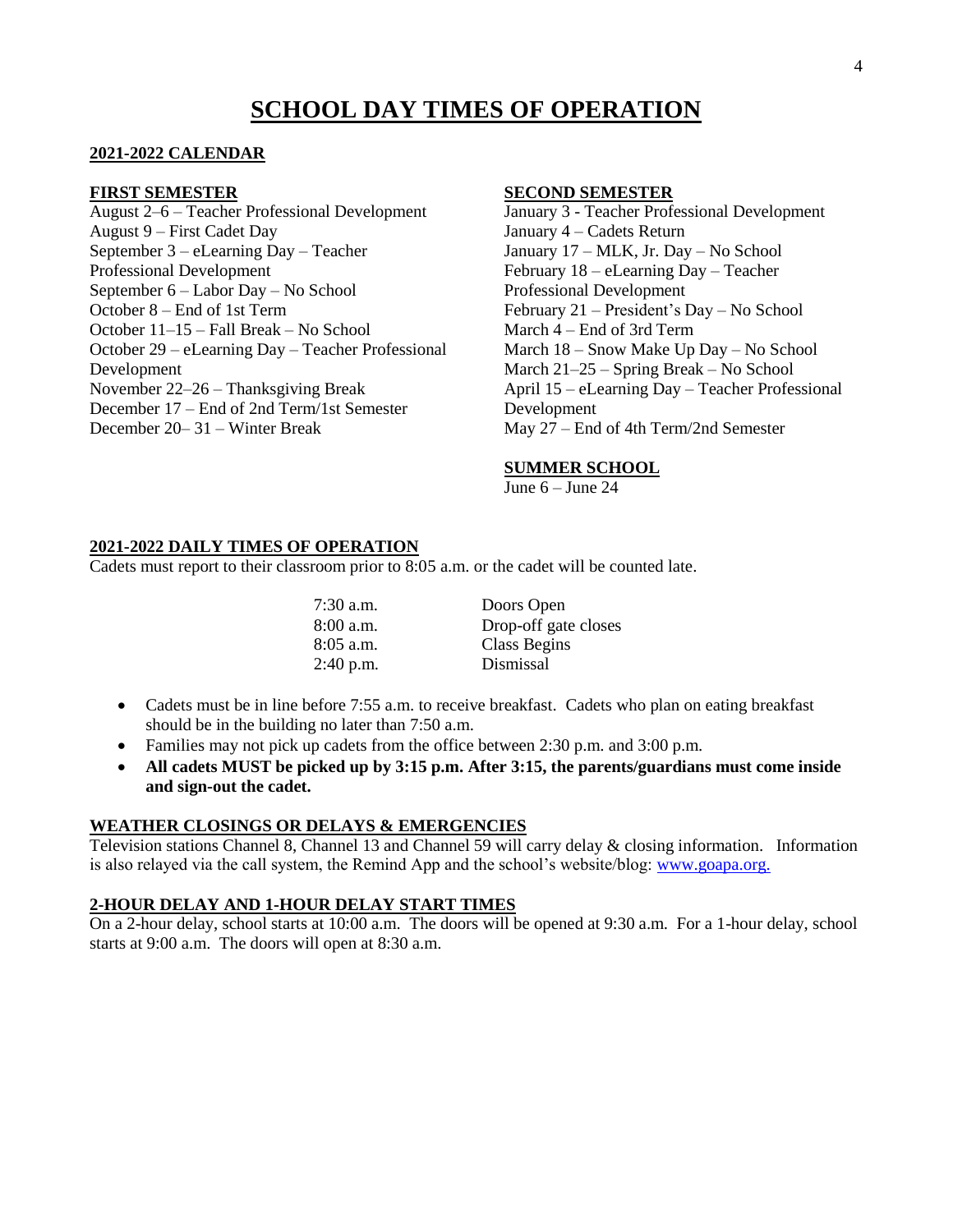# SCHOOL DAY TIMES OF OPERATION

## 2021-2022 CALENDAR

### FIRST SEMESTER

August 2–6 – Teacher Professional Development
August 9 – First Cadet Day
September 3 – eLearning Day – Teacher Professional Development
September 6 – Labor Day – No School
October 8 – End of 1st Term
October 11–15 – Fall Break – No School
October 29 – eLearning Day – Teacher Professional Development
November 22–26 – Thanksgiving Break
December 17 – End of 2nd Term/1st Semester
December 20– 31 – Winter Break

### SECOND SEMESTER

January 3 - Teacher Professional Development
January 4 – Cadets Return
January 17 – MLK, Jr. Day – No School
February 18 – eLearning Day – Teacher Professional Development
February 21 – President's Day – No School
March 4 – End of 3rd Term
March 18 – Snow Make Up Day – No School
March 21–25 – Spring Break – No School
April 15 – eLearning Day – Teacher Professional Development
May 27 – End of 4th Term/2nd Semester

### SUMMER SCHOOL

June 6 – June 24

## 2021-2022 DAILY TIMES OF OPERATION

Cadets must report to their classroom prior to 8:05 a.m. or the cadet will be counted late.

| | |
|---|---|
| 7:30 a.m. | Doors Open |
| 8:00 a.m. | Drop-off gate closes |
| 8:05 a.m. | Class Begins |
| 2:40 p.m. | Dismissal |

- Cadets must be in line before 7:55 a.m. to receive breakfast. Cadets who plan on eating breakfast should be in the building no later than 7:50 a.m.
- Families may not pick up cadets from the office between 2:30 p.m. and 3:00 p.m.
- **All cadets MUST be picked up by 3:15 p.m. After 3:15, the parents/guardians must come inside and sign-out the cadet.**

## WEATHER CLOSINGS OR DELAYS & EMERGENCIES

Television stations Channel 8, Channel 13 and Channel 59 will carry delay & closing information. Information is also relayed via the call system, the Remind App and the school's website/blog: www.goapa.org.

## 2-HOUR DELAY AND 1-HOUR DELAY START TIMES

On a 2-hour delay, school starts at 10:00 a.m. The doors will be opened at 9:30 a.m. For a 1-hour delay, school starts at 9:00 a.m. The doors will open at 8:30 a.m.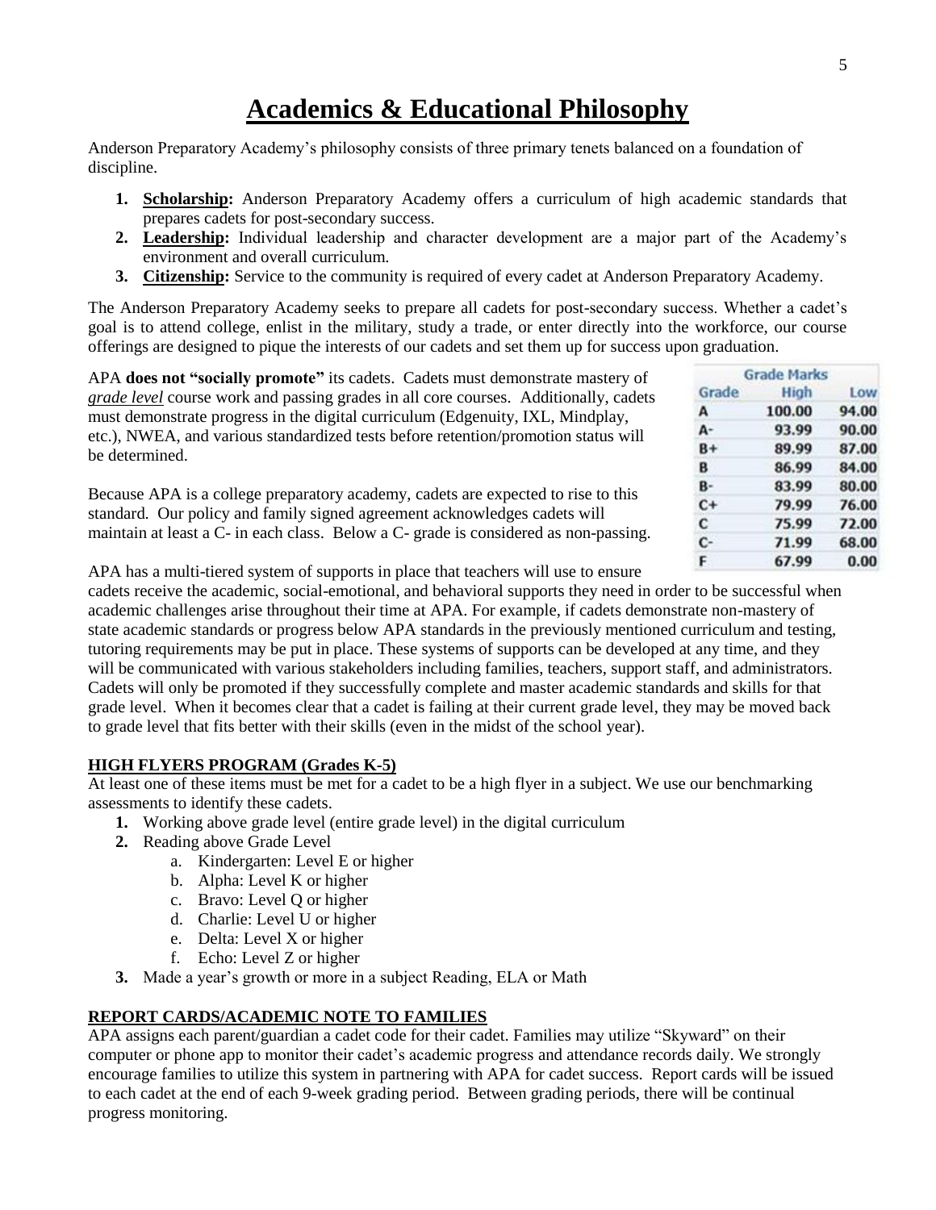# Academics & Educational Philosophy

Anderson Preparatory Academy's philosophy consists of three primary tenets balanced on a foundation of discipline.

1. **Scholarship:** Anderson Preparatory Academy offers a curriculum of high academic standards that prepares cadets for post-secondary success.
2. **Leadership:** Individual leadership and character development are a major part of the Academy's environment and overall curriculum.
3. **Citizenship:** Service to the community is required of every cadet at Anderson Preparatory Academy.

The Anderson Preparatory Academy seeks to prepare all cadets for post-secondary success. Whether a cadet's goal is to attend college, enlist in the military, study a trade, or enter directly into the workforce, our course offerings are designed to pique the interests of our cadets and set them up for success upon graduation.

APA **does not "socially promote"** its cadets. Cadets must demonstrate mastery of *grade level* course work and passing grades in all core courses. Additionally, cadets must demonstrate progress in the digital curriculum (Edgenuity, IXL, Mindplay, etc.), NWEA, and various standardized tests before retention/promotion status will be determined.

Because APA is a college preparatory academy, cadets are expected to rise to this standard. Our policy and family signed agreement acknowledges cadets will maintain at least a C- in each class. Below a C- grade is considered as non-passing.

| Grade Marks | | |
|---|---|---|
| Grade | High | Low |
| A | 100.00 | 94.00 |
| A- | 93.99 | 90.00 |
| B+ | 89.99 | 87.00 |
| B | 86.99 | 84.00 |
| B- | 83.99 | 80.00 |
| C+ | 79.99 | 76.00 |
| C | 75.99 | 72.00 |
| C- | 71.99 | 68.00 |
| F | 67.99 | 0.00 |

APA has a multi-tiered system of supports in place that teachers will use to ensure cadets receive the academic, social-emotional, and behavioral supports they need in order to be successful when academic challenges arise throughout their time at APA. For example, if cadets demonstrate non-mastery of state academic standards or progress below APA standards in the previously mentioned curriculum and testing, tutoring requirements may be put in place. These systems of supports can be developed at any time, and they will be communicated with various stakeholders including families, teachers, support staff, and administrators. Cadets will only be promoted if they successfully complete and master academic standards and skills for that grade level. When it becomes clear that a cadet is failing at their current grade level, they may be moved back to grade level that fits better with their skills (even in the midst of the school year).

## HIGH FLYERS PROGRAM (Grades K-5)

At least one of these items must be met for a cadet to be a high flyer in a subject. We use our benchmarking assessments to identify these cadets.

1. Working above grade level (entire grade level) in the digital curriculum
2. Reading above Grade Level
   a. Kindergarten: Level E or higher
   b. Alpha: Level K or higher
   c. Bravo: Level Q or higher
   d. Charlie: Level U or higher
   e. Delta: Level X or higher
   f. Echo: Level Z or higher
3. Made a year's growth or more in a subject Reading, ELA or Math

## REPORT CARDS/ACADEMIC NOTE TO FAMILIES

APA assigns each parent/guardian a cadet code for their cadet. Families may utilize "Skyward" on their computer or phone app to monitor their cadet's academic progress and attendance records daily. We strongly encourage families to utilize this system in partnering with APA for cadet success. Report cards will be issued to each cadet at the end of each 9-week grading period. Between grading periods, there will be continual progress monitoring.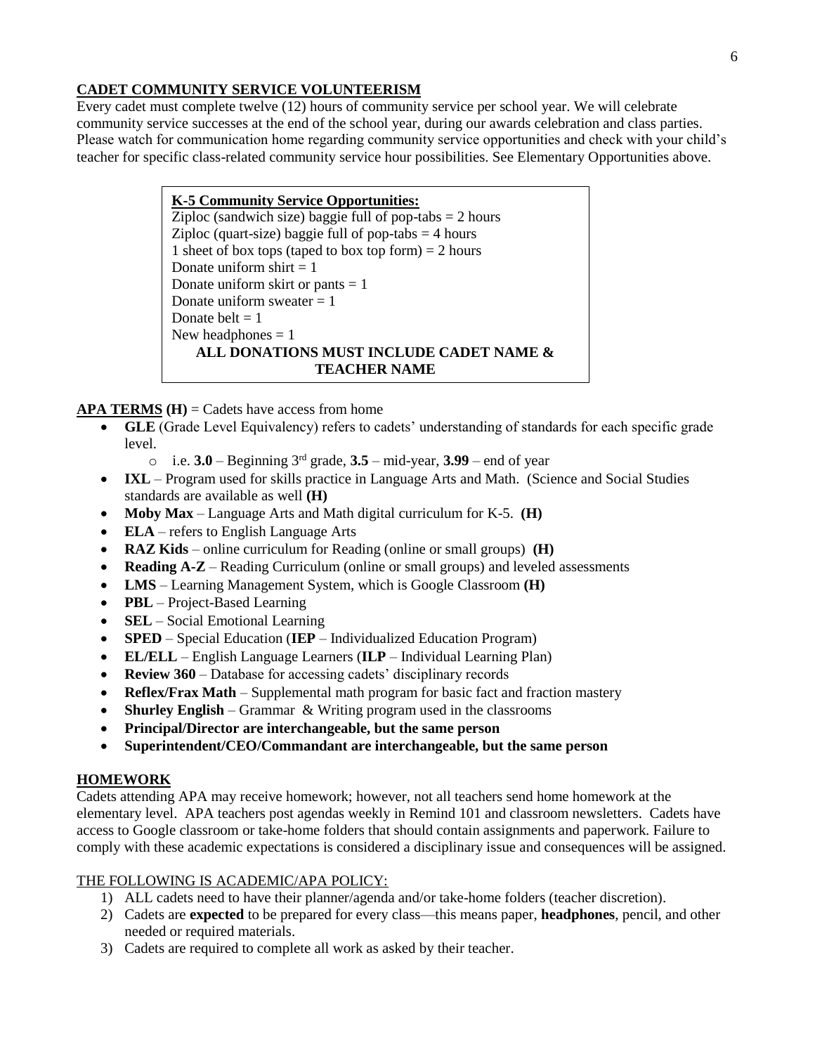## CADET COMMUNITY SERVICE VOLUNTEERISM

Every cadet must complete twelve (12) hours of community service per school year. We will celebrate community service successes at the end of the school year, during our awards celebration and class parties. Please watch for communication home regarding community service opportunities and check with your child's teacher for specific class-related community service hour possibilities. See Elementary Opportunities above.

> **K-5 Community Service Opportunities:**
> Ziploc (sandwich size) baggie full of pop-tabs = 2 hours
> Ziploc (quart-size) baggie full of pop-tabs = 4 hours
> 1 sheet of box tops (taped to box top form) = 2 hours
> Donate uniform shirt = 1
> Donate uniform skirt or pants = 1
> Donate uniform sweater = 1
> Donate belt = 1
> New headphones = 1
> **ALL DONATIONS MUST INCLUDE CADET NAME & TEACHER NAME**

**APA TERMS (H)** = Cadets have access from home

- **GLE** (Grade Level Equivalency) refers to cadets' understanding of standards for each specific grade level.
  - i.e. **3.0** – Beginning 3rd grade, **3.5** – mid-year, **3.99** – end of year
- **IXL** – Program used for skills practice in Language Arts and Math. (Science and Social Studies standards are available as well **(H)**
- **Moby Max** – Language Arts and Math digital curriculum for K-5. **(H)**
- **ELA** – refers to English Language Arts
- **RAZ Kids** – online curriculum for Reading (online or small groups) **(H)**
- **Reading A-Z** – Reading Curriculum (online or small groups) and leveled assessments
- **LMS** – Learning Management System, which is Google Classroom **(H)**
- **PBL** – Project-Based Learning
- **SEL** – Social Emotional Learning
- **SPED** – Special Education (**IEP** – Individualized Education Program)
- **EL/ELL** – English Language Learners (**ILP** – Individual Learning Plan)
- **Review 360** – Database for accessing cadets' disciplinary records
- **Reflex/Frax Math** – Supplemental math program for basic fact and fraction mastery
- **Shurley English** – Grammar & Writing program used in the classrooms
- **Principal/Director are interchangeable, but the same person**
- **Superintendent/CEO/Commandant are interchangeable, but the same person**

## HOMEWORK

Cadets attending APA may receive homework; however, not all teachers send home homework at the elementary level. APA teachers post agendas weekly in Remind 101 and classroom newsletters. Cadets have access to Google classroom or take-home folders that should contain assignments and paperwork. Failure to comply with these academic expectations is considered a disciplinary issue and consequences will be assigned.

THE FOLLOWING IS ACADEMIC/APA POLICY:

1) ALL cadets need to have their planner/agenda and/or take-home folders (teacher discretion).
2) Cadets are **expected** to be prepared for every class—this means paper, **headphones**, pencil, and other needed or required materials.
3) Cadets are required to complete all work as asked by their teacher.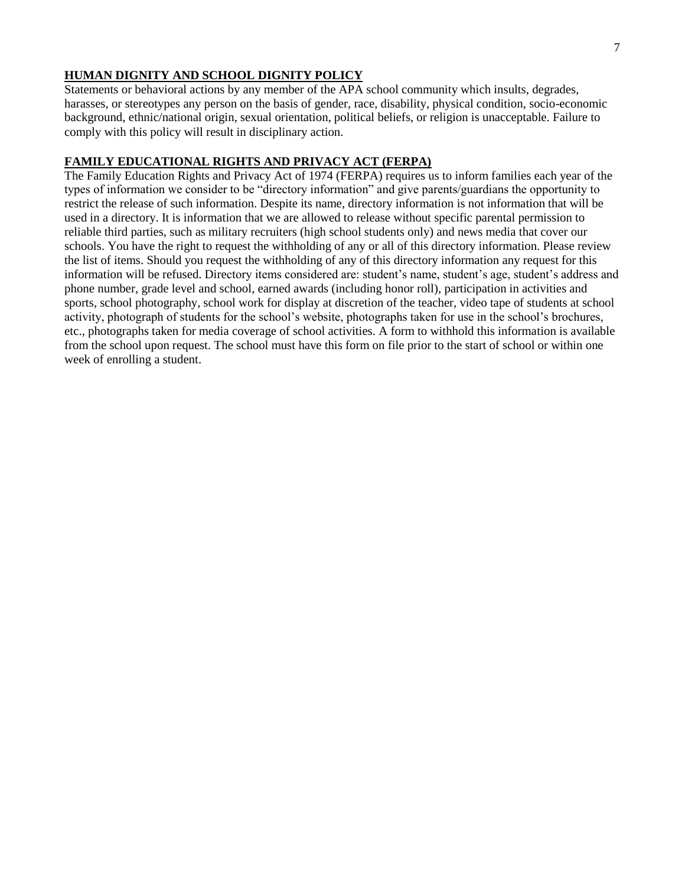## HUMAN DIGNITY AND SCHOOL DIGNITY POLICY

Statements or behavioral actions by any member of the APA school community which insults, degrades, harasses, or stereotypes any person on the basis of gender, race, disability, physical condition, socio-economic background, ethnic/national origin, sexual orientation, political beliefs, or religion is unacceptable. Failure to comply with this policy will result in disciplinary action.

## FAMILY EDUCATIONAL RIGHTS AND PRIVACY ACT (FERPA)

The Family Education Rights and Privacy Act of 1974 (FERPA) requires us to inform families each year of the types of information we consider to be "directory information" and give parents/guardians the opportunity to restrict the release of such information. Despite its name, directory information is not information that will be used in a directory. It is information that we are allowed to release without specific parental permission to reliable third parties, such as military recruiters (high school students only) and news media that cover our schools. You have the right to request the withholding of any or all of this directory information. Please review the list of items. Should you request the withholding of any of this directory information any request for this information will be refused. Directory items considered are: student's name, student's age, student's address and phone number, grade level and school, earned awards (including honor roll), participation in activities and sports, school photography, school work for display at discretion of the teacher, video tape of students at school activity, photograph of students for the school's website, photographs taken for use in the school's brochures, etc., photographs taken for media coverage of school activities. A form to withhold this information is available from the school upon request. The school must have this form on file prior to the start of school or within one week of enrolling a student.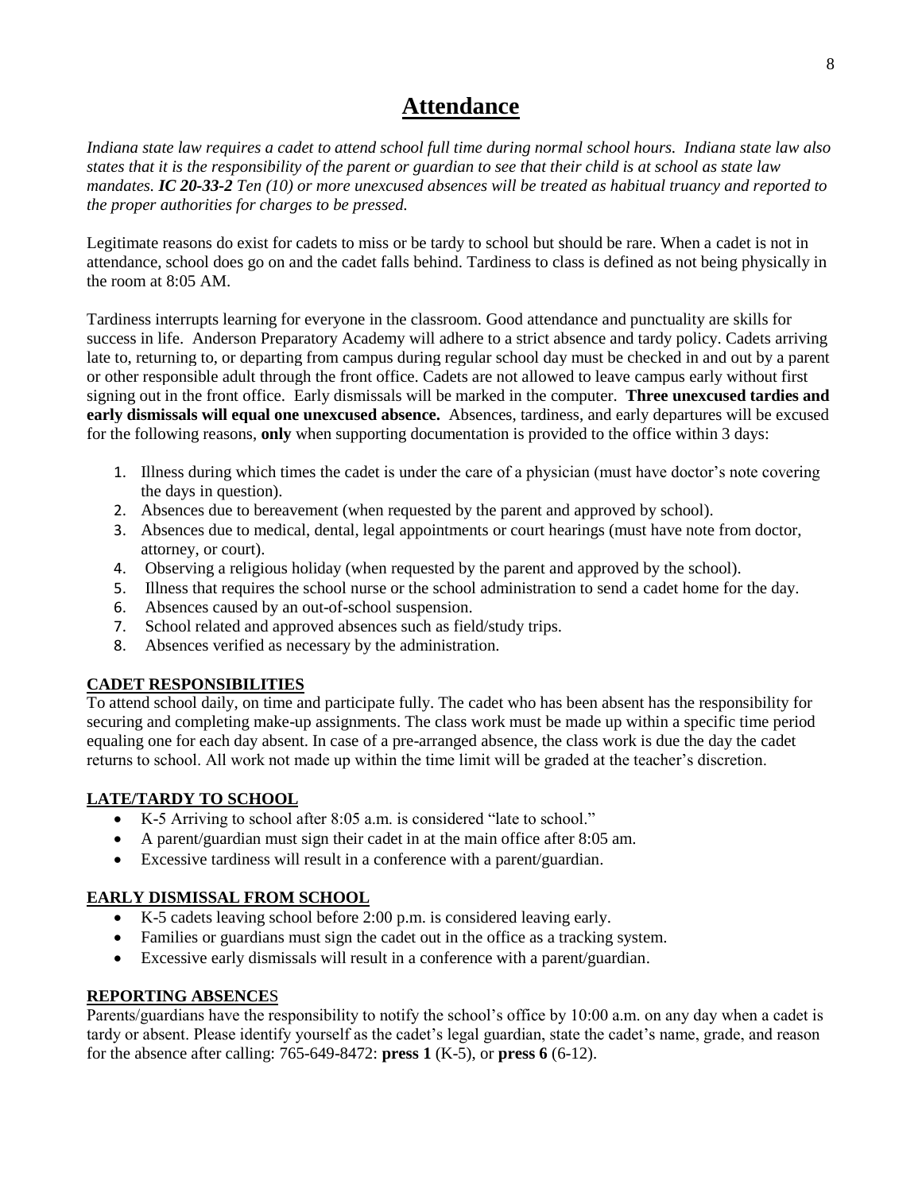# Attendance

*Indiana state law requires a cadet to attend school full time during normal school hours. Indiana state law also states that it is the responsibility of the parent or guardian to see that their child is at school as state law mandates.* ***IC 20-33-2*** *Ten (10) or more unexcused absences will be treated as habitual truancy and reported to the proper authorities for charges to be pressed.*

Legitimate reasons do exist for cadets to miss or be tardy to school but should be rare. When a cadet is not in attendance, school does go on and the cadet falls behind. Tardiness to class is defined as not being physically in the room at 8:05 AM.

Tardiness interrupts learning for everyone in the classroom. Good attendance and punctuality are skills for success in life. Anderson Preparatory Academy will adhere to a strict absence and tardy policy. Cadets arriving late to, returning to, or departing from campus during regular school day must be checked in and out by a parent or other responsible adult through the front office. Cadets are not allowed to leave campus early without first signing out in the front office. Early dismissals will be marked in the computer. **Three unexcused tardies and early dismissals will equal one unexcused absence.** Absences, tardiness, and early departures will be excused for the following reasons, **only** when supporting documentation is provided to the office within 3 days:

1. Illness during which times the cadet is under the care of a physician (must have doctor's note covering the days in question).
2. Absences due to bereavement (when requested by the parent and approved by school).
3. Absences due to medical, dental, legal appointments or court hearings (must have note from doctor, attorney, or court).
4. Observing a religious holiday (when requested by the parent and approved by the school).
5. Illness that requires the school nurse or the school administration to send a cadet home for the day.
6. Absences caused by an out-of-school suspension.
7. School related and approved absences such as field/study trips.
8. Absences verified as necessary by the administration.

**CADET RESPONSIBILITIES**

To attend school daily, on time and participate fully. The cadet who has been absent has the responsibility for securing and completing make-up assignments. The class work must be made up within a specific time period equaling one for each day absent. In case of a pre-arranged absence, the class work is due the day the cadet returns to school. All work not made up within the time limit will be graded at the teacher's discretion.

**LATE/TARDY TO SCHOOL**

- K-5 Arriving to school after 8:05 a.m. is considered "late to school."
- A parent/guardian must sign their cadet in at the main office after 8:05 am.
- Excessive tardiness will result in a conference with a parent/guardian.

**EARLY DISMISSAL FROM SCHOOL**

- K-5 cadets leaving school before 2:00 p.m. is considered leaving early.
- Families or guardians must sign the cadet out in the office as a tracking system.
- Excessive early dismissals will result in a conference with a parent/guardian.

**REPORTING ABSENCES**

Parents/guardians have the responsibility to notify the school's office by 10:00 a.m. on any day when a cadet is tardy or absent. Please identify yourself as the cadet's legal guardian, state the cadet's name, grade, and reason for the absence after calling: 765-649-8472: **press 1** (K-5), or **press 6** (6-12).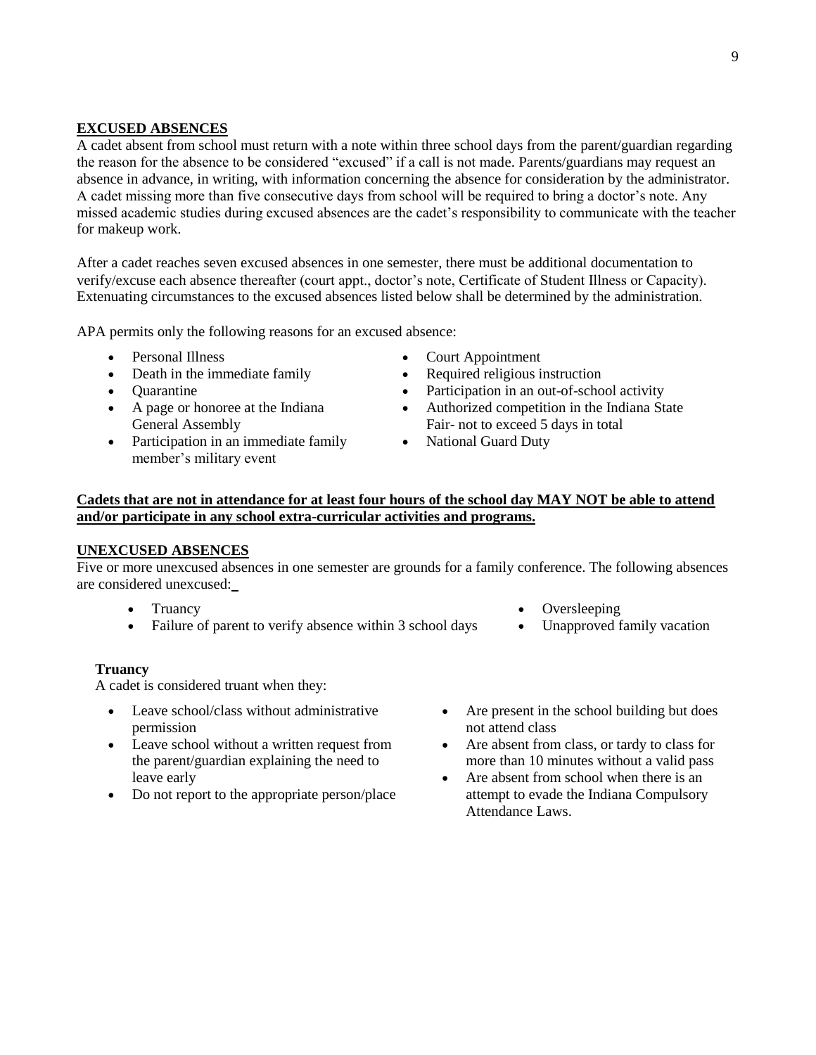## EXCUSED ABSENCES

A cadet absent from school must return with a note within three school days from the parent/guardian regarding the reason for the absence to be considered "excused" if a call is not made. Parents/guardians may request an absence in advance, in writing, with information concerning the absence for consideration by the administrator. A cadet missing more than five consecutive days from school will be required to bring a doctor's note. Any missed academic studies during excused absences are the cadet's responsibility to communicate with the teacher for makeup work.

After a cadet reaches seven excused absences in one semester, there must be additional documentation to verify/excuse each absence thereafter (court appt., doctor's note, Certificate of Student Illness or Capacity). Extenuating circumstances to the excused absences listed below shall be determined by the administration.

APA permits only the following reasons for an excused absence:

- Personal Illness
- Death in the immediate family
- Quarantine
- A page or honoree at the Indiana General Assembly
- Participation in an immediate family member's military event
- Court Appointment
- Required religious instruction
- Participation in an out-of-school activity
- Authorized competition in the Indiana State Fair- not to exceed 5 days in total
- National Guard Duty

**Cadets that are not in attendance for at least four hours of the school day MAY NOT be able to attend and/or participate in any school extra-curricular activities and programs.**

## UNEXCUSED ABSENCES

Five or more unexcused absences in one semester are grounds for a family conference. The following absences are considered unexcused:

- Truancy
- Failure of parent to verify absence within 3 school days
- Oversleeping
- Unapproved family vacation

### Truancy

A cadet is considered truant when they:

- Leave school/class without administrative permission
- Leave school without a written request from the parent/guardian explaining the need to leave early
- Do not report to the appropriate person/place
- Are present in the school building but does not attend class
- Are absent from class, or tardy to class for more than 10 minutes without a valid pass
- Are absent from school when there is an attempt to evade the Indiana Compulsory Attendance Laws.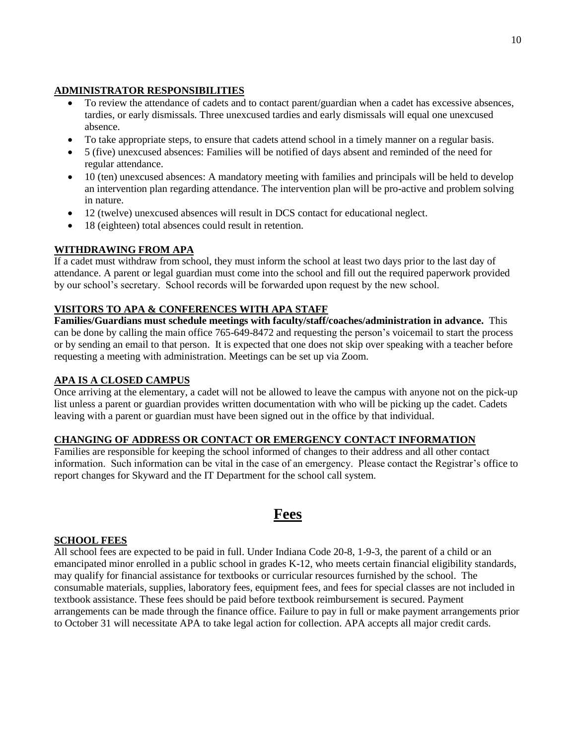**ADMINISTRATOR RESPONSIBILITIES**

- To review the attendance of cadets and to contact parent/guardian when a cadet has excessive absences, tardies, or early dismissals. Three unexcused tardies and early dismissals will equal one unexcused absence.
- To take appropriate steps, to ensure that cadets attend school in a timely manner on a regular basis.
- 5 (five) unexcused absences: Families will be notified of days absent and reminded of the need for regular attendance.
- 10 (ten) unexcused absences: A mandatory meeting with families and principals will be held to develop an intervention plan regarding attendance. The intervention plan will be pro-active and problem solving in nature.
- 12 (twelve) unexcused absences will result in DCS contact for educational neglect.
- 18 (eighteen) total absences could result in retention.

**WITHDRAWING FROM APA**

If a cadet must withdraw from school, they must inform the school at least two days prior to the last day of attendance. A parent or legal guardian must come into the school and fill out the required paperwork provided by our school's secretary. School records will be forwarded upon request by the new school.

**VISITORS TO APA & CONFERENCES WITH APA STAFF**

**Families/Guardians must schedule meetings with faculty/staff/coaches/administration in advance.** This can be done by calling the main office 765-649-8472 and requesting the person's voicemail to start the process or by sending an email to that person. It is expected that one does not skip over speaking with a teacher before requesting a meeting with administration. Meetings can be set up via Zoom.

**APA IS A CLOSED CAMPUS**

Once arriving at the elementary, a cadet will not be allowed to leave the campus with anyone not on the pick-up list unless a parent or guardian provides written documentation with who will be picking up the cadet. Cadets leaving with a parent or guardian must have been signed out in the office by that individual.

**CHANGING OF ADDRESS OR CONTACT OR EMERGENCY CONTACT INFORMATION**

Families are responsible for keeping the school informed of changes to their address and all other contact information. Such information can be vital in the case of an emergency. Please contact the Registrar's office to report changes for Skyward and the IT Department for the school call system.

# Fees

**SCHOOL FEES**

All school fees are expected to be paid in full. Under Indiana Code 20-8, 1-9-3, the parent of a child or an emancipated minor enrolled in a public school in grades K-12, who meets certain financial eligibility standards, may qualify for financial assistance for textbooks or curricular resources furnished by the school. The consumable materials, supplies, laboratory fees, equipment fees, and fees for special classes are not included in textbook assistance. These fees should be paid before textbook reimbursement is secured. Payment arrangements can be made through the finance office. Failure to pay in full or make payment arrangements prior to October 31 will necessitate APA to take legal action for collection. APA accepts all major credit cards.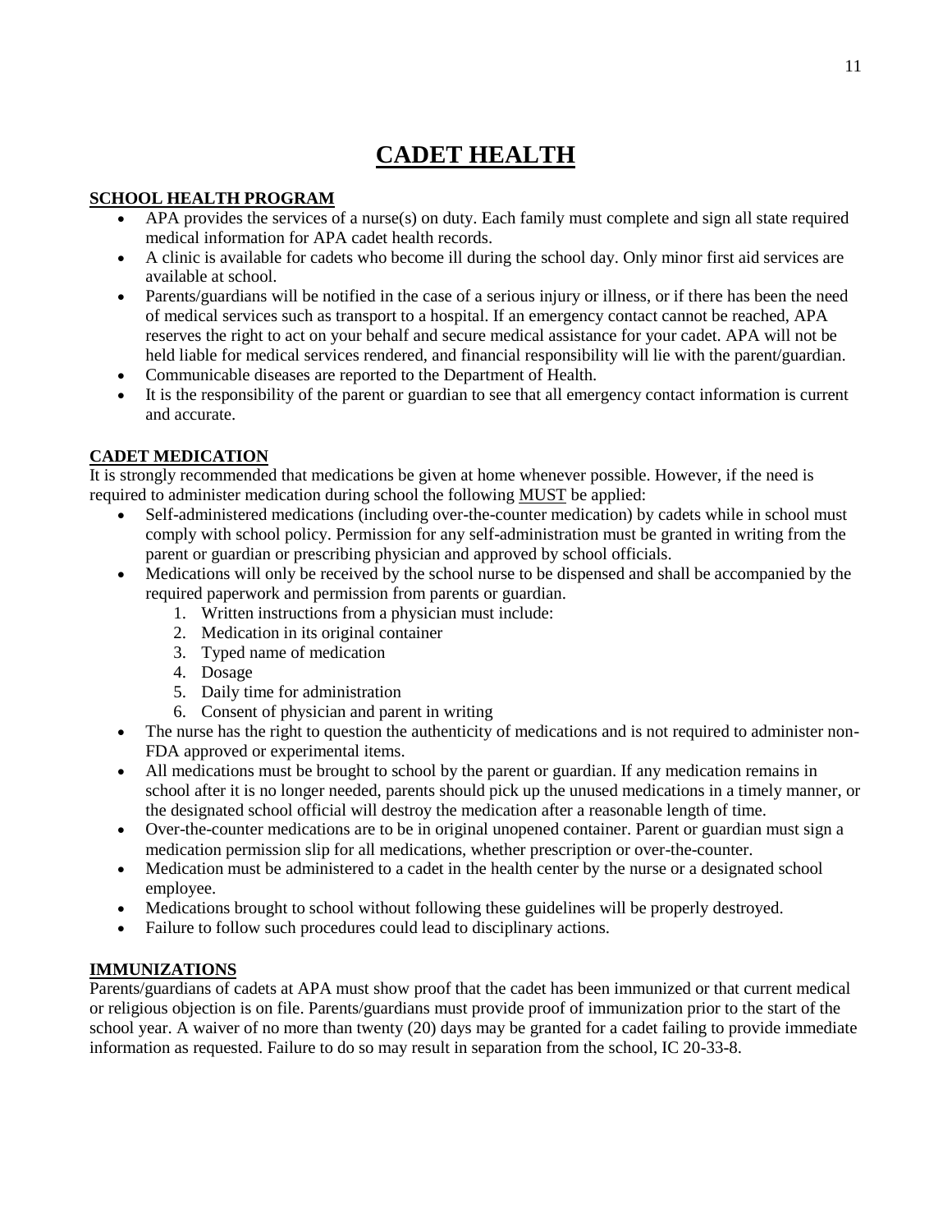# CADET HEALTH

## SCHOOL HEALTH PROGRAM

- APA provides the services of a nurse(s) on duty. Each family must complete and sign all state required medical information for APA cadet health records.
- A clinic is available for cadets who become ill during the school day. Only minor first aid services are available at school.
- Parents/guardians will be notified in the case of a serious injury or illness, or if there has been the need of medical services such as transport to a hospital. If an emergency contact cannot be reached, APA reserves the right to act on your behalf and secure medical assistance for your cadet. APA will not be held liable for medical services rendered, and financial responsibility will lie with the parent/guardian.
- Communicable diseases are reported to the Department of Health.
- It is the responsibility of the parent or guardian to see that all emergency contact information is current and accurate.

## CADET MEDICATION

It is strongly recommended that medications be given at home whenever possible. However, if the need is required to administer medication during school the following MUST be applied:

- Self-administered medications (including over-the-counter medication) by cadets while in school must comply with school policy. Permission for any self-administration must be granted in writing from the parent or guardian or prescribing physician and approved by school officials.
- Medications will only be received by the school nurse to be dispensed and shall be accompanied by the required paperwork and permission from parents or guardian.
    1. Written instructions from a physician must include:
    2. Medication in its original container
    3. Typed name of medication
    4. Dosage
    5. Daily time for administration
    6. Consent of physician and parent in writing
- The nurse has the right to question the authenticity of medications and is not required to administer non-FDA approved or experimental items.
- All medications must be brought to school by the parent or guardian. If any medication remains in school after it is no longer needed, parents should pick up the unused medications in a timely manner, or the designated school official will destroy the medication after a reasonable length of time.
- Over-the-counter medications are to be in original unopened container. Parent or guardian must sign a medication permission slip for all medications, whether prescription or over-the-counter.
- Medication must be administered to a cadet in the health center by the nurse or a designated school employee.
- Medications brought to school without following these guidelines will be properly destroyed.
- Failure to follow such procedures could lead to disciplinary actions.

## IMMUNIZATIONS

Parents/guardians of cadets at APA must show proof that the cadet has been immunized or that current medical or religious objection is on file. Parents/guardians must provide proof of immunization prior to the start of the school year. A waiver of no more than twenty (20) days may be granted for a cadet failing to provide immediate information as requested. Failure to do so may result in separation from the school, IC 20-33-8.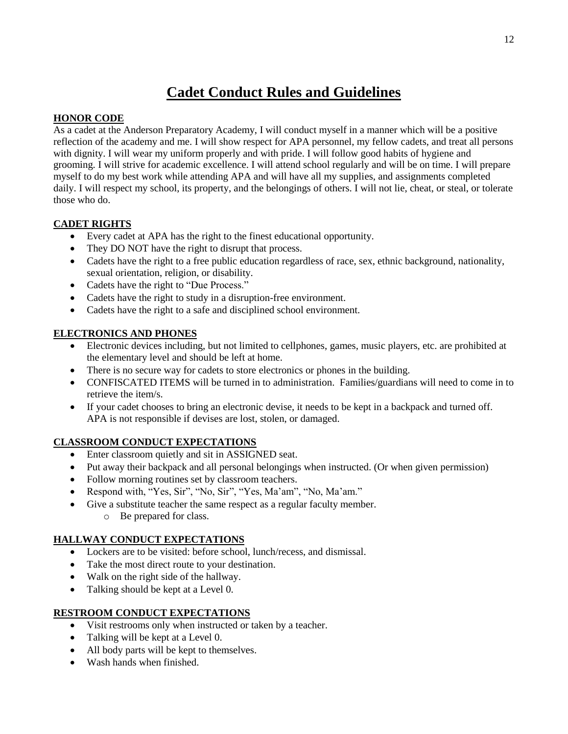# Cadet Conduct Rules and Guidelines

## HONOR CODE

As a cadet at the Anderson Preparatory Academy, I will conduct myself in a manner which will be a positive reflection of the academy and me. I will show respect for APA personnel, my fellow cadets, and treat all persons with dignity. I will wear my uniform properly and with pride. I will follow good habits of hygiene and grooming. I will strive for academic excellence. I will attend school regularly and will be on time. I will prepare myself to do my best work while attending APA and will have all my supplies, and assignments completed daily. I will respect my school, its property, and the belongings of others. I will not lie, cheat, or steal, or tolerate those who do.

## CADET RIGHTS

- Every cadet at APA has the right to the finest educational opportunity.
- They DO NOT have the right to disrupt that process.
- Cadets have the right to a free public education regardless of race, sex, ethnic background, nationality, sexual orientation, religion, or disability.
- Cadets have the right to "Due Process."
- Cadets have the right to study in a disruption-free environment.
- Cadets have the right to a safe and disciplined school environment.

## ELECTRONICS AND PHONES

- Electronic devices including, but not limited to cellphones, games, music players, etc. are prohibited at the elementary level and should be left at home.
- There is no secure way for cadets to store electronics or phones in the building.
- CONFISCATED ITEMS will be turned in to administration. Families/guardians will need to come in to retrieve the item/s.
- If your cadet chooses to bring an electronic devise, it needs to be kept in a backpack and turned off. APA is not responsible if devises are lost, stolen, or damaged.

## CLASSROOM CONDUCT EXPECTATIONS

- Enter classroom quietly and sit in ASSIGNED seat.
- Put away their backpack and all personal belongings when instructed. (Or when given permission)
- Follow morning routines set by classroom teachers.
- Respond with, "Yes, Sir", "No, Sir", "Yes, Ma'am", "No, Ma'am."
- Give a substitute teacher the same respect as a regular faculty member.
  - Be prepared for class.

## HALLWAY CONDUCT EXPECTATIONS

- Lockers are to be visited: before school, lunch/recess, and dismissal.
- Take the most direct route to your destination.
- Walk on the right side of the hallway.
- Talking should be kept at a Level 0.

## RESTROOM CONDUCT EXPECTATIONS

- Visit restrooms only when instructed or taken by a teacher.
- Talking will be kept at a Level 0.
- All body parts will be kept to themselves.
- Wash hands when finished.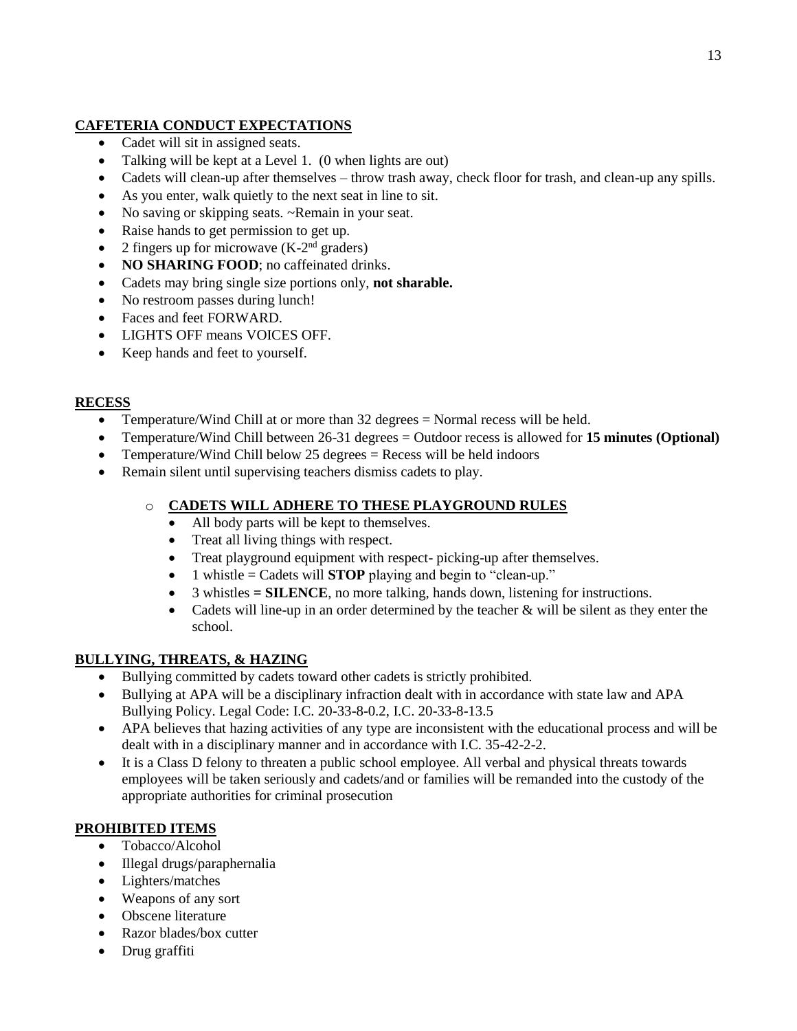## CAFETERIA CONDUCT EXPECTATIONS

- Cadet will sit in assigned seats.
- Talking will be kept at a Level 1. (0 when lights are out)
- Cadets will clean-up after themselves – throw trash away, check floor for trash, and clean-up any spills.
- As you enter, walk quietly to the next seat in line to sit.
- No saving or skipping seats. ~Remain in your seat.
- Raise hands to get permission to get up.
- 2 fingers up for microwave (K-2nd graders)
- **NO SHARING FOOD**; no caffeinated drinks.
- Cadets may bring single size portions only, **not sharable.**
- No restroom passes during lunch!
- Faces and feet FORWARD.
- LIGHTS OFF means VOICES OFF.
- Keep hands and feet to yourself.

## RECESS

- Temperature/Wind Chill at or more than 32 degrees = Normal recess will be held.
- Temperature/Wind Chill between 26-31 degrees = Outdoor recess is allowed for **15 minutes (Optional)**
- Temperature/Wind Chill below 25 degrees = Recess will be held indoors
- Remain silent until supervising teachers dismiss cadets to play.

  - **CADETS WILL ADHERE TO THESE PLAYGROUND RULES**
    - All body parts will be kept to themselves.
    - Treat all living things with respect.
    - Treat playground equipment with respect- picking-up after themselves.
    - 1 whistle = Cadets will **STOP** playing and begin to "clean-up."
    - 3 whistles **= SILENCE**, no more talking, hands down, listening for instructions.
    - Cadets will line-up in an order determined by the teacher & will be silent as they enter the school.

## BULLYING, THREATS, & HAZING

- Bullying committed by cadets toward other cadets is strictly prohibited.
- Bullying at APA will be a disciplinary infraction dealt with in accordance with state law and APA Bullying Policy. Legal Code: I.C. 20-33-8-0.2, I.C. 20-33-8-13.5
- APA believes that hazing activities of any type are inconsistent with the educational process and will be dealt with in a disciplinary manner and in accordance with I.C. 35-42-2-2.
- It is a Class D felony to threaten a public school employee. All verbal and physical threats towards employees will be taken seriously and cadets/and or families will be remanded into the custody of the appropriate authorities for criminal prosecution

## PROHIBITED ITEMS

- Tobacco/Alcohol
- Illegal drugs/paraphernalia
- Lighters/matches
- Weapons of any sort
- Obscene literature
- Razor blades/box cutter
- Drug graffiti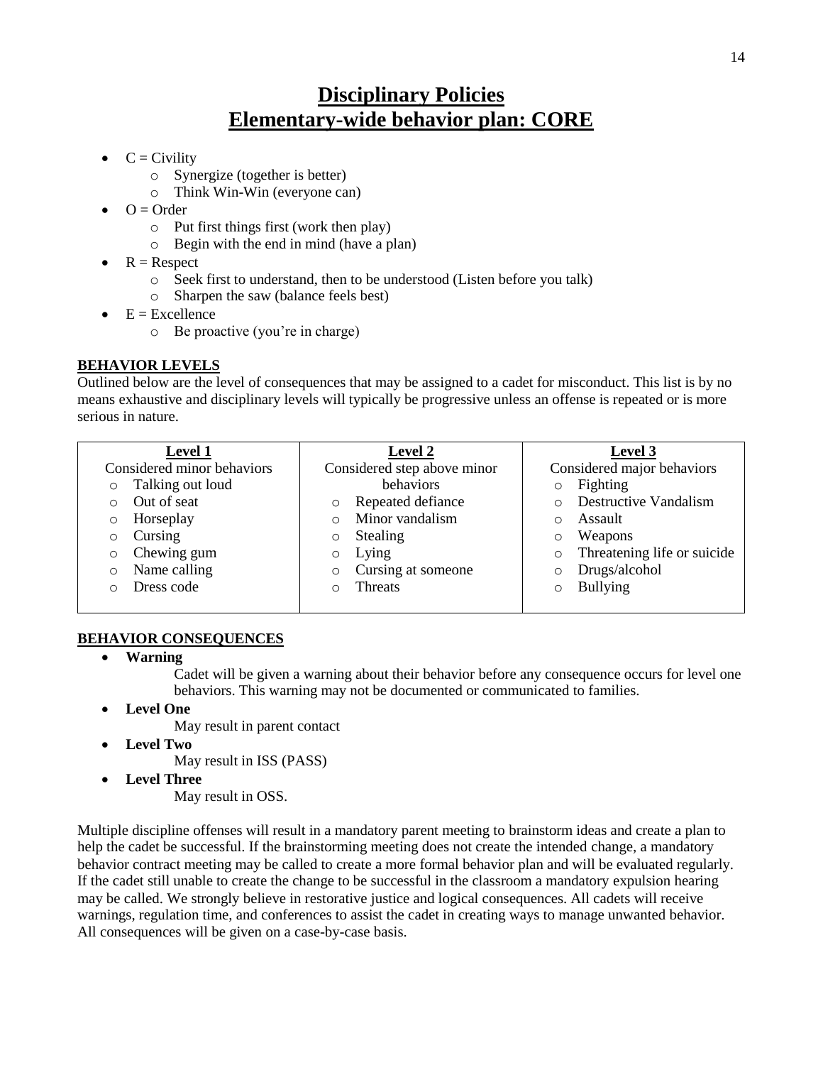# Disciplinary Policies
# Elementary-wide behavior plan: CORE

- C = Civility
  - Synergize (together is better)
  - Think Win-Win (everyone can)
- O = Order
  - Put first things first (work then play)
  - Begin with the end in mind (have a plan)
- R = Respect
  - Seek first to understand, then to be understood (Listen before you talk)
  - Sharpen the saw (balance feels best)
- E = Excellence
  - Be proactive (you're in charge)

**BEHAVIOR LEVELS**

Outlined below are the level of consequences that may be assigned to a cadet for misconduct. This list is by no means exhaustive and disciplinary levels will typically be progressive unless an offense is repeated or is more serious in nature.

| Level 1 | Level 2 | Level 3 |
|---|---|---|
| Considered minor behaviors | Considered step above minor behaviors | Considered major behaviors |
| ○ Talking out loud | ○ Repeated defiance | ○ Fighting |
| ○ Out of seat | ○ Minor vandalism | ○ Destructive Vandalism |
| ○ Horseplay | ○ Stealing | ○ Assault |
| ○ Cursing | ○ Lying | ○ Weapons |
| ○ Chewing gum | ○ Cursing at someone | ○ Threatening life or suicide |
| ○ Name calling | ○ Threats | ○ Drugs/alcohol |
| ○ Dress code | | ○ Bullying |

**BEHAVIOR CONSEQUENCES**

- **Warning**

  Cadet will be given a warning about their behavior before any consequence occurs for level one behaviors. This warning may not be documented or communicated to families.
- **Level One**

  May result in parent contact
- **Level Two**

  May result in ISS (PASS)
- **Level Three**

  May result in OSS.

Multiple discipline offenses will result in a mandatory parent meeting to brainstorm ideas and create a plan to help the cadet be successful. If the brainstorming meeting does not create the intended change, a mandatory behavior contract meeting may be called to create a more formal behavior plan and will be evaluated regularly. If the cadet still unable to create the change to be successful in the classroom a mandatory expulsion hearing may be called. We strongly believe in restorative justice and logical consequences. All cadets will receive warnings, regulation time, and conferences to assist the cadet in creating ways to manage unwanted behavior. All consequences will be given on a case-by-case basis.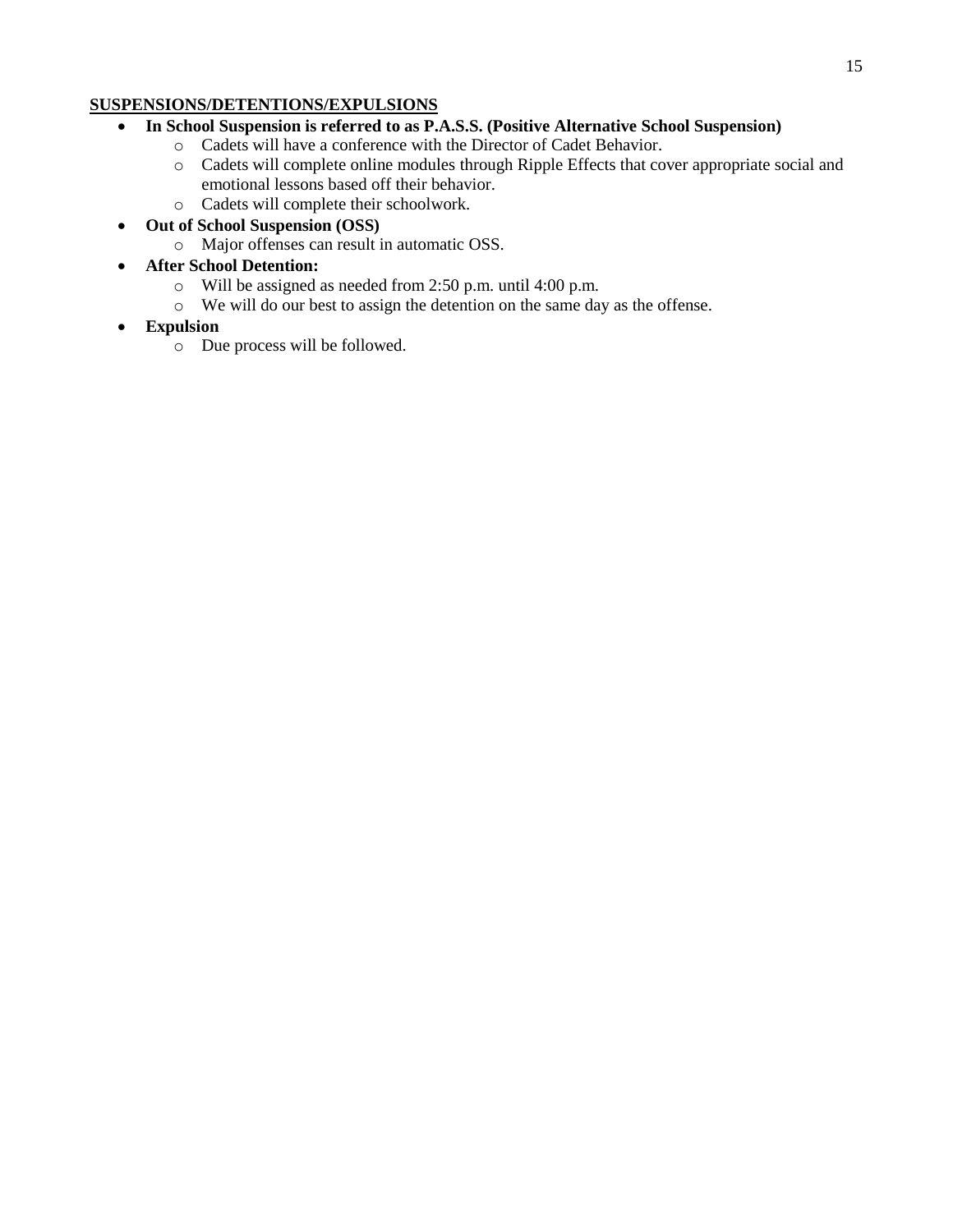## SUSPENSIONS/DETENTIONS/EXPULSIONS

- **In School Suspension is referred to as P.A.S.S. (Positive Alternative School Suspension)**
  - Cadets will have a conference with the Director of Cadet Behavior.
  - Cadets will complete online modules through Ripple Effects that cover appropriate social and emotional lessons based off their behavior.
  - Cadets will complete their schoolwork.
- **Out of School Suspension (OSS)**
  - Major offenses can result in automatic OSS.
- **After School Detention:**
  - Will be assigned as needed from 2:50 p.m. until 4:00 p.m.
  - We will do our best to assign the detention on the same day as the offense.
- **Expulsion**
  - Due process will be followed.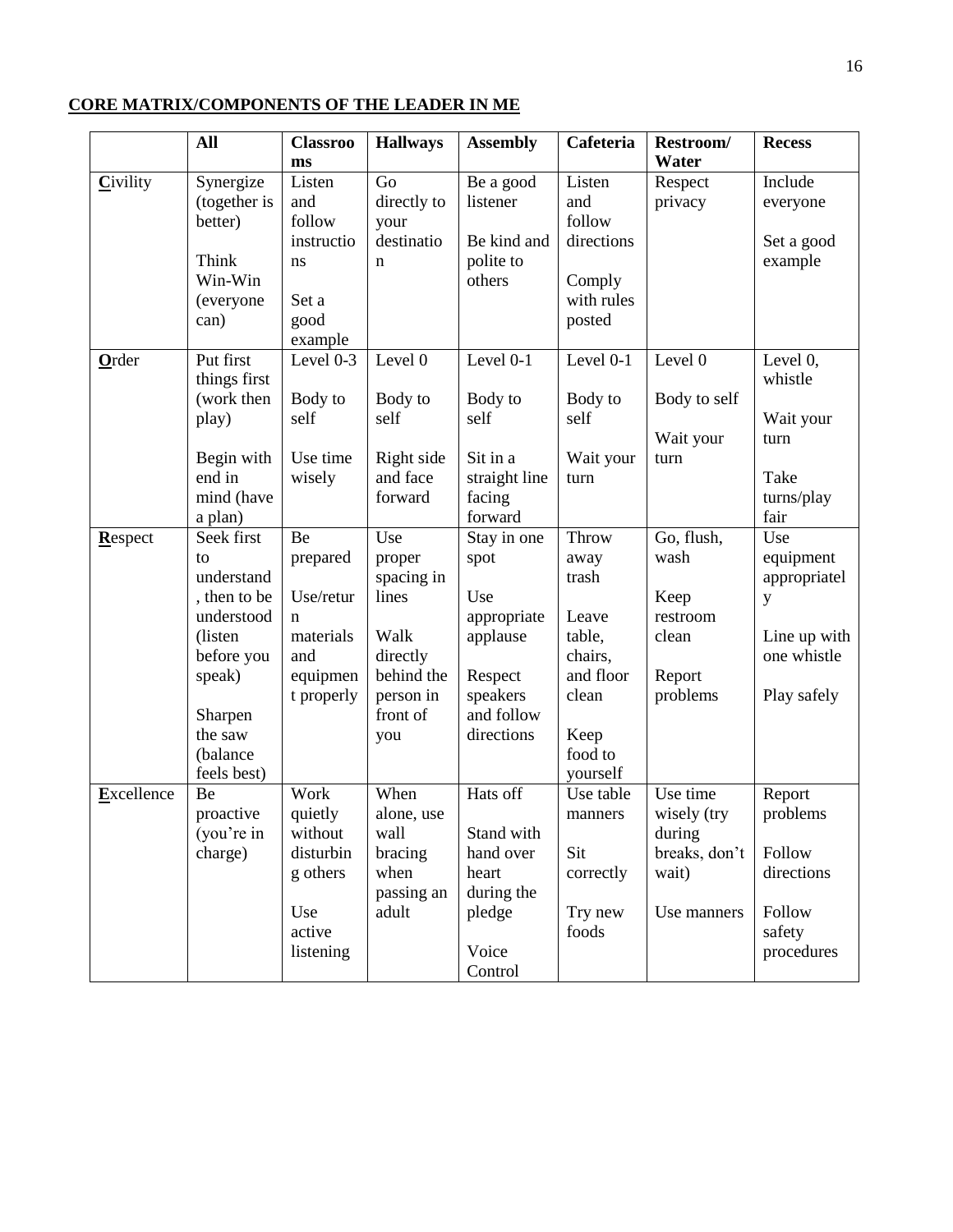**CORE MATRIX/COMPONENTS OF THE LEADER IN ME**

| | All | Classrooms | Hallways | Assembly | Cafeteria | Restroom/ Water | Recess |
|---|---|---|---|---|---|---|---|
| **C**ivility | Synergize (together is better)<br><br>Think Win-Win (everyone can) | Listen and follow instructions<br><br>Set a good example | Go directly to your destination | Be a good listener<br><br>Be kind and polite to others | Listen and follow directions<br><br>Comply with rules posted | Respect privacy | Include everyone<br><br>Set a good example |
| **O**rder | Put first things first (work then play)<br><br>Begin with end in mind (have a plan) | Level 0-3<br><br>Body to self<br><br>Use time wisely | Level 0<br><br>Body to self<br><br>Right side and face forward | Level 0-1<br><br>Body to self<br><br>Sit in a straight line facing forward | Level 0-1<br><br>Body to self<br><br>Wait your turn | Level 0<br><br>Body to self<br><br>Wait your turn | Level 0, whistle<br><br>Wait your turn<br><br>Take turns/play fair |
| **R**espect | Seek first to understand, then to be understood (listen before you speak)<br><br>Sharpen the saw (balance feels best) | Be prepared<br><br>Use/return materials and equipment properly | Use proper spacing in lines<br><br>Walk directly behind the person in front of you | Stay in one spot<br><br>Use appropriate applause<br><br>Respect speakers and follow directions | Throw away trash<br><br>Leave table, chairs, and floor clean<br><br>Keep food to yourself | Go, flush, wash<br><br>Keep restroom clean<br><br>Report problems | Use equipment appropriately<br><br>Line up with one whistle<br><br>Play safely |
| **E**xcellence | Be proactive (you're in charge) | Work quietly without disturbing others<br><br>Use active listening | When alone, use wall bracing when passing an adult | Hats off<br><br>Stand with hand over heart during the pledge<br><br>Voice Control | Use table manners<br><br>Sit correctly<br><br>Try new foods | Use time wisely (try during breaks, don't wait)<br><br>Use manners | Report problems<br><br>Follow directions<br><br>Follow safety procedures |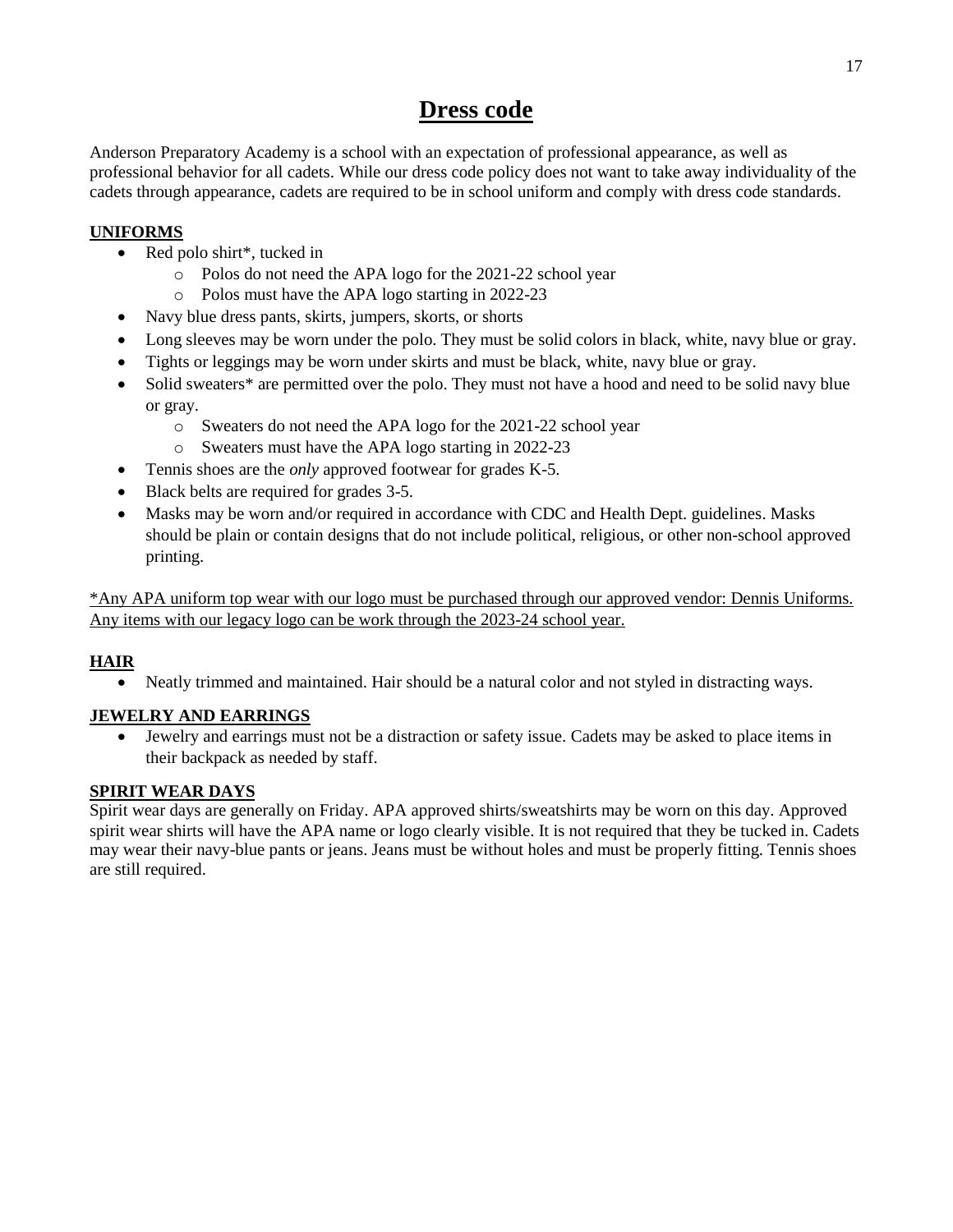# Dress code

Anderson Preparatory Academy is a school with an expectation of professional appearance, as well as professional behavior for all cadets. While our dress code policy does not want to take away individuality of the cadets through appearance, cadets are required to be in school uniform and comply with dress code standards.

## UNIFORMS

- Red polo shirt*, tucked in
  - Polos do not need the APA logo for the 2021-22 school year
  - Polos must have the APA logo starting in 2022-23
- Navy blue dress pants, skirts, jumpers, skorts, or shorts
- Long sleeves may be worn under the polo. They must be solid colors in black, white, navy blue or gray.
- Tights or leggings may be worn under skirts and must be black, white, navy blue or gray.
- Solid sweaters* are permitted over the polo. They must not have a hood and need to be solid navy blue or gray.
  - Sweaters do not need the APA logo for the 2021-22 school year
  - Sweaters must have the APA logo starting in 2022-23
- Tennis shoes are the *only* approved footwear for grades K-5.
- Black belts are required for grades 3-5.
- Masks may be worn and/or required in accordance with CDC and Health Dept. guidelines. Masks should be plain or contain designs that do not include political, religious, or other non-school approved printing.

*Any APA uniform top wear with our logo must be purchased through our approved vendor: Dennis Uniforms. Any items with our legacy logo can be work through the 2023-24 school year.

## HAIR

- Neatly trimmed and maintained. Hair should be a natural color and not styled in distracting ways.

## JEWELRY AND EARRINGS

- Jewelry and earrings must not be a distraction or safety issue. Cadets may be asked to place items in their backpack as needed by staff.

## SPIRIT WEAR DAYS

Spirit wear days are generally on Friday. APA approved shirts/sweatshirts may be worn on this day. Approved spirit wear shirts will have the APA name or logo clearly visible. It is not required that they be tucked in. Cadets may wear their navy-blue pants or jeans. Jeans must be without holes and must be properly fitting. Tennis shoes are still required.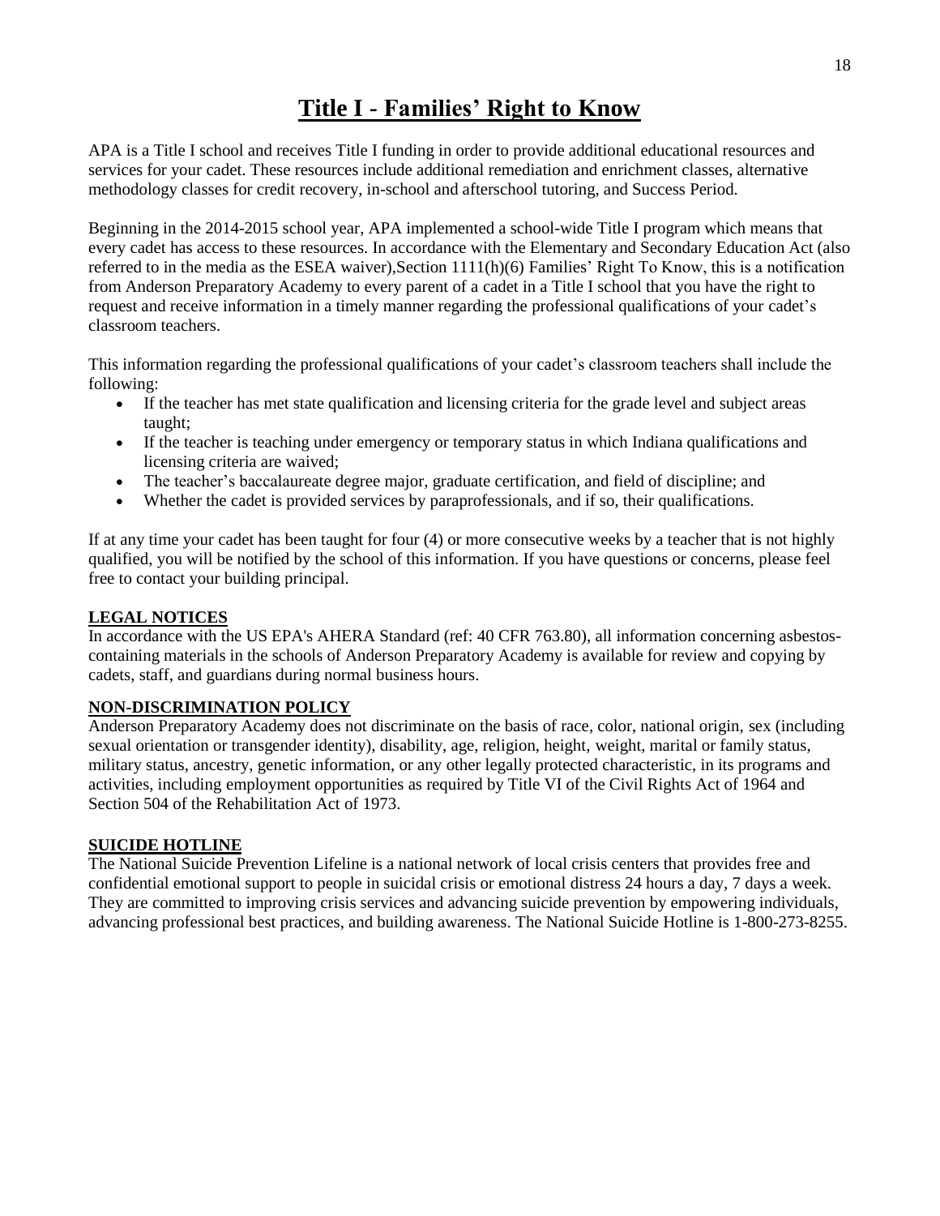# Title I - Families' Right to Know

APA is a Title I school and receives Title I funding in order to provide additional educational resources and services for your cadet. These resources include additional remediation and enrichment classes, alternative methodology classes for credit recovery, in-school and afterschool tutoring, and Success Period.

Beginning in the 2014-2015 school year, APA implemented a school-wide Title I program which means that every cadet has access to these resources. In accordance with the Elementary and Secondary Education Act (also referred to in the media as the ESEA waiver),Section 1111(h)(6) Families' Right To Know, this is a notification from Anderson Preparatory Academy to every parent of a cadet in a Title I school that you have the right to request and receive information in a timely manner regarding the professional qualifications of your cadet's classroom teachers.

This information regarding the professional qualifications of your cadet's classroom teachers shall include the following:

- If the teacher has met state qualification and licensing criteria for the grade level and subject areas taught;
- If the teacher is teaching under emergency or temporary status in which Indiana qualifications and licensing criteria are waived;
- The teacher's baccalaureate degree major, graduate certification, and field of discipline; and
- Whether the cadet is provided services by paraprofessionals, and if so, their qualifications.

If at any time your cadet has been taught for four (4) or more consecutive weeks by a teacher that is not highly qualified, you will be notified by the school of this information. If you have questions or concerns, please feel free to contact your building principal.

**LEGAL NOTICES**

In accordance with the US EPA's AHERA Standard (ref: 40 CFR 763.80), all information concerning asbestos-containing materials in the schools of Anderson Preparatory Academy is available for review and copying by cadets, staff, and guardians during normal business hours.

**NON-DISCRIMINATION POLICY**

Anderson Preparatory Academy does not discriminate on the basis of race, color, national origin, sex (including sexual orientation or transgender identity), disability, age, religion, height, weight, marital or family status, military status, ancestry, genetic information, or any other legally protected characteristic, in its programs and activities, including employment opportunities as required by Title VI of the Civil Rights Act of 1964 and Section 504 of the Rehabilitation Act of 1973.

**SUICIDE HOTLINE**

The National Suicide Prevention Lifeline is a national network of local crisis centers that provides free and confidential emotional support to people in suicidal crisis or emotional distress 24 hours a day, 7 days a week. They are committed to improving crisis services and advancing suicide prevention by empowering individuals, advancing professional best practices, and building awareness. The National Suicide Hotline is 1-800-273-8255.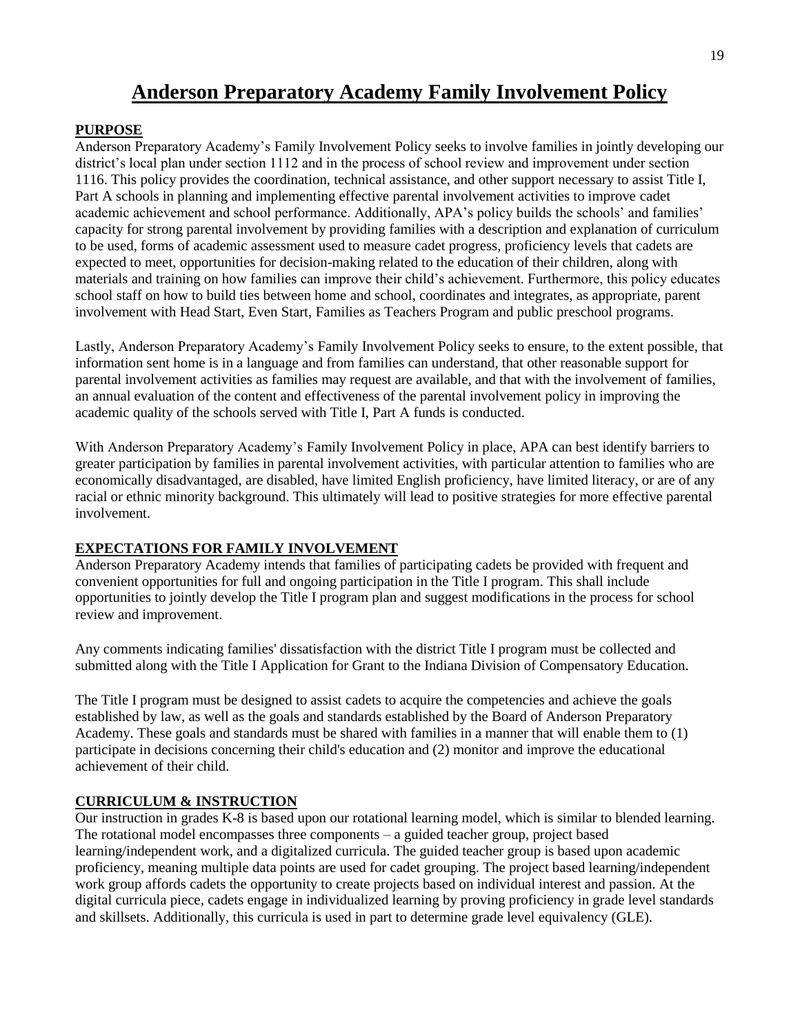# Anderson Preparatory Academy Family Involvement Policy

## PURPOSE

Anderson Preparatory Academy's Family Involvement Policy seeks to involve families in jointly developing our district's local plan under section 1112 and in the process of school review and improvement under section 1116. This policy provides the coordination, technical assistance, and other support necessary to assist Title I, Part A schools in planning and implementing effective parental involvement activities to improve cadet academic achievement and school performance. Additionally, APA's policy builds the schools' and families' capacity for strong parental involvement by providing families with a description and explanation of curriculum to be used, forms of academic assessment used to measure cadet progress, proficiency levels that cadets are expected to meet, opportunities for decision-making related to the education of their children, along with materials and training on how families can improve their child's achievement. Furthermore, this policy educates school staff on how to build ties between home and school, coordinates and integrates, as appropriate, parent involvement with Head Start, Even Start, Families as Teachers Program and public preschool programs.

Lastly, Anderson Preparatory Academy's Family Involvement Policy seeks to ensure, to the extent possible, that information sent home is in a language and from families can understand, that other reasonable support for parental involvement activities as families may request are available, and that with the involvement of families, an annual evaluation of the content and effectiveness of the parental involvement policy in improving the academic quality of the schools served with Title I, Part A funds is conducted.

With Anderson Preparatory Academy's Family Involvement Policy in place, APA can best identify barriers to greater participation by families in parental involvement activities, with particular attention to families who are economically disadvantaged, are disabled, have limited English proficiency, have limited literacy, or are of any racial or ethnic minority background. This ultimately will lead to positive strategies for more effective parental involvement.

## EXPECTATIONS FOR FAMILY INVOLVEMENT

Anderson Preparatory Academy intends that families of participating cadets be provided with frequent and convenient opportunities for full and ongoing participation in the Title I program. This shall include opportunities to jointly develop the Title I program plan and suggest modifications in the process for school review and improvement.

Any comments indicating families' dissatisfaction with the district Title I program must be collected and submitted along with the Title I Application for Grant to the Indiana Division of Compensatory Education.

The Title I program must be designed to assist cadets to acquire the competencies and achieve the goals established by law, as well as the goals and standards established by the Board of Anderson Preparatory Academy. These goals and standards must be shared with families in a manner that will enable them to (1) participate in decisions concerning their child's education and (2) monitor and improve the educational achievement of their child.

## CURRICULUM & INSTRUCTION

Our instruction in grades K-8 is based upon our rotational learning model, which is similar to blended learning. The rotational model encompasses three components – a guided teacher group, project based learning/independent work, and a digitalized curricula. The guided teacher group is based upon academic proficiency, meaning multiple data points are used for cadet grouping. The project based learning/independent work group affords cadets the opportunity to create projects based on individual interest and passion. At the digital curricula piece, cadets engage in individualized learning by proving proficiency in grade level standards and skillsets. Additionally, this curricula is used in part to determine grade level equivalency (GLE).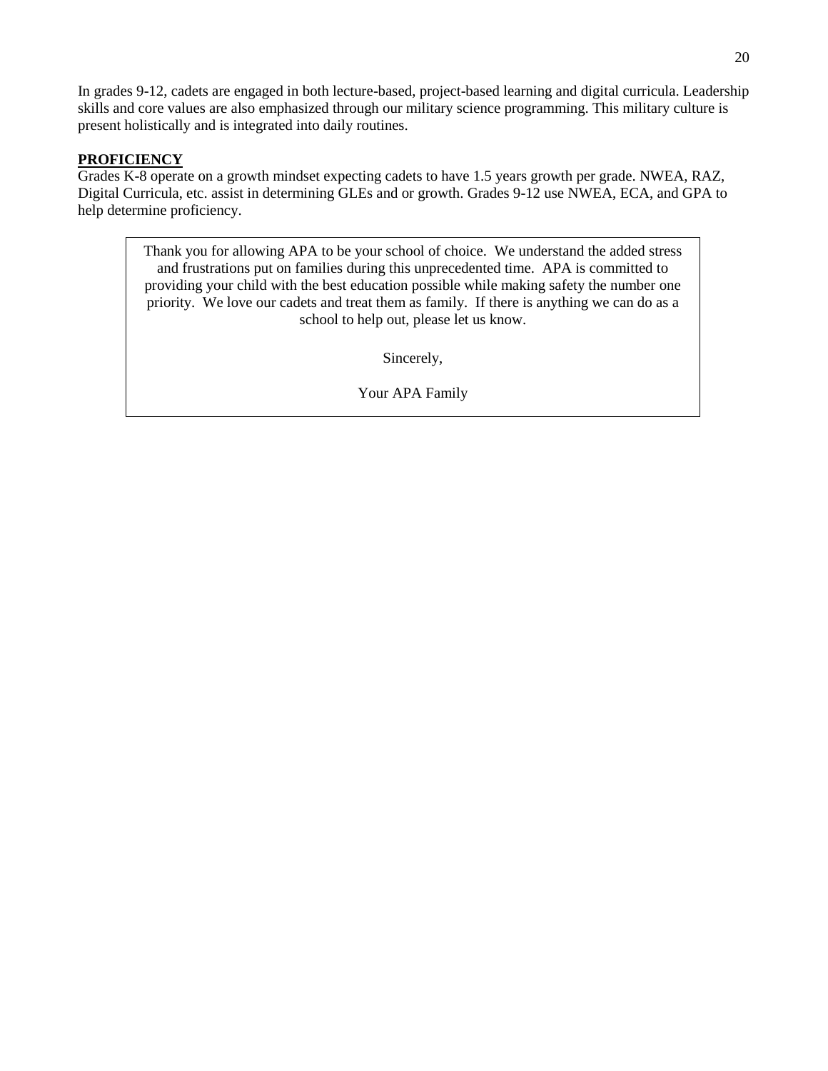In grades 9-12, cadets are engaged in both lecture-based, project-based learning and digital curricula. Leadership skills and core values are also emphasized through our military science programming. This military culture is present holistically and is integrated into daily routines.

## **PROFICIENCY**

Grades K-8 operate on a growth mindset expecting cadets to have 1.5 years growth per grade. NWEA, RAZ, Digital Curricula, etc. assist in determining GLEs and or growth. Grades 9-12 use NWEA, ECA, and GPA to help determine proficiency.

Thank you for allowing APA to be your school of choice. We understand the added stress and frustrations put on families during this unprecedented time. APA is committed to providing your child with the best education possible while making safety the number one priority. We love our cadets and treat them as family. If there is anything we can do as a school to help out, please let us know.

Sincerely,

Your APA Family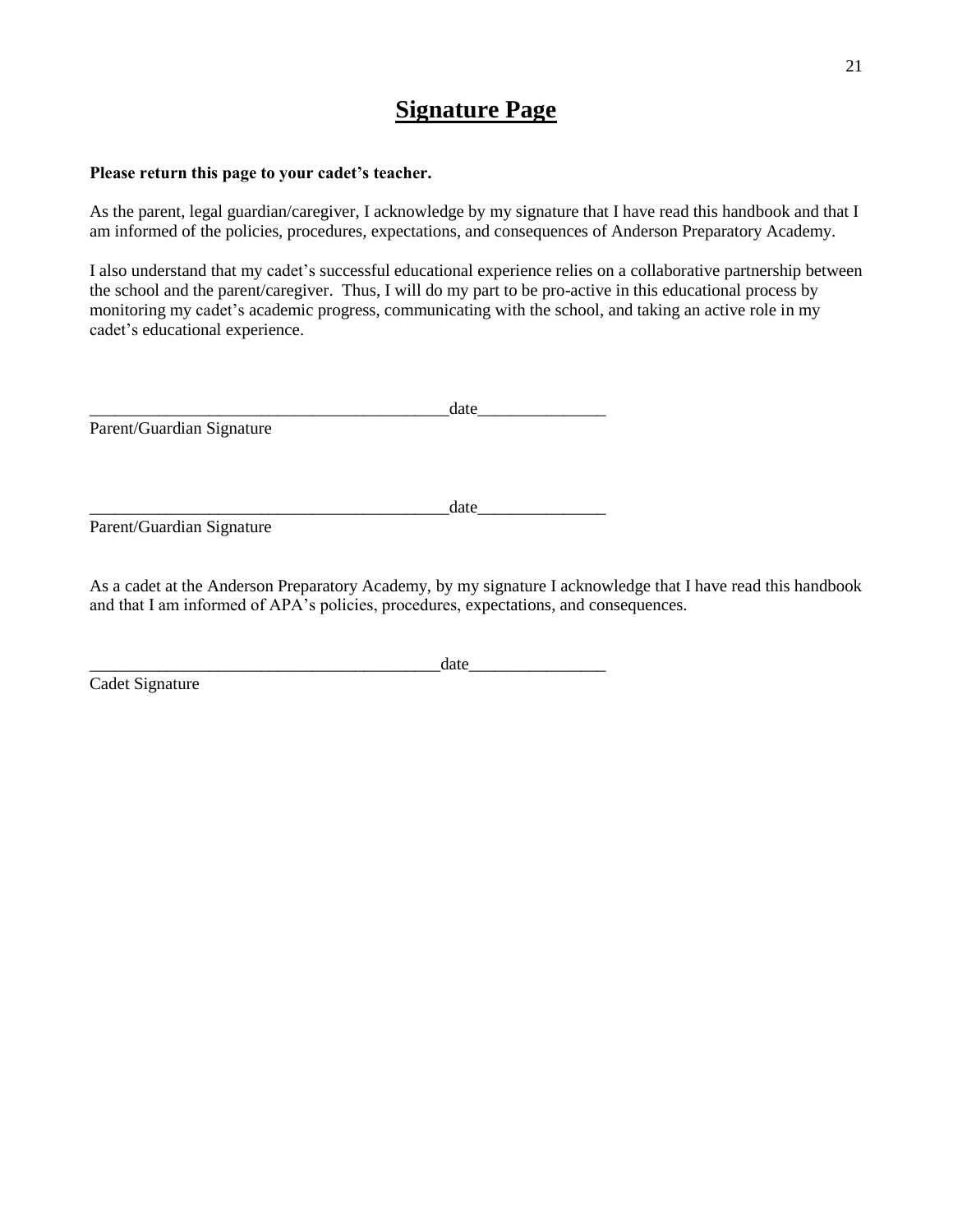# Signature Page

**Please return this page to your cadet's teacher.**

As the parent, legal guardian/caregiver, I acknowledge by my signature that I have read this handbook and that I am informed of the policies, procedures, expectations, and consequences of Anderson Preparatory Academy.

I also understand that my cadet's successful educational experience relies on a collaborative partnership between the school and the parent/caregiver. Thus, I will do my part to be pro-active in this educational process by monitoring my cadet's academic progress, communicating with the school, and taking an active role in my cadet's educational experience.

__________________________________________date_______________
Parent/Guardian Signature

__________________________________________date_______________
Parent/Guardian Signature

As a cadet at the Anderson Preparatory Academy, by my signature I acknowledge that I have read this handbook and that I am informed of APA's policies, procedures, expectations, and consequences.

_________________________________________date________________
Cadet Signature